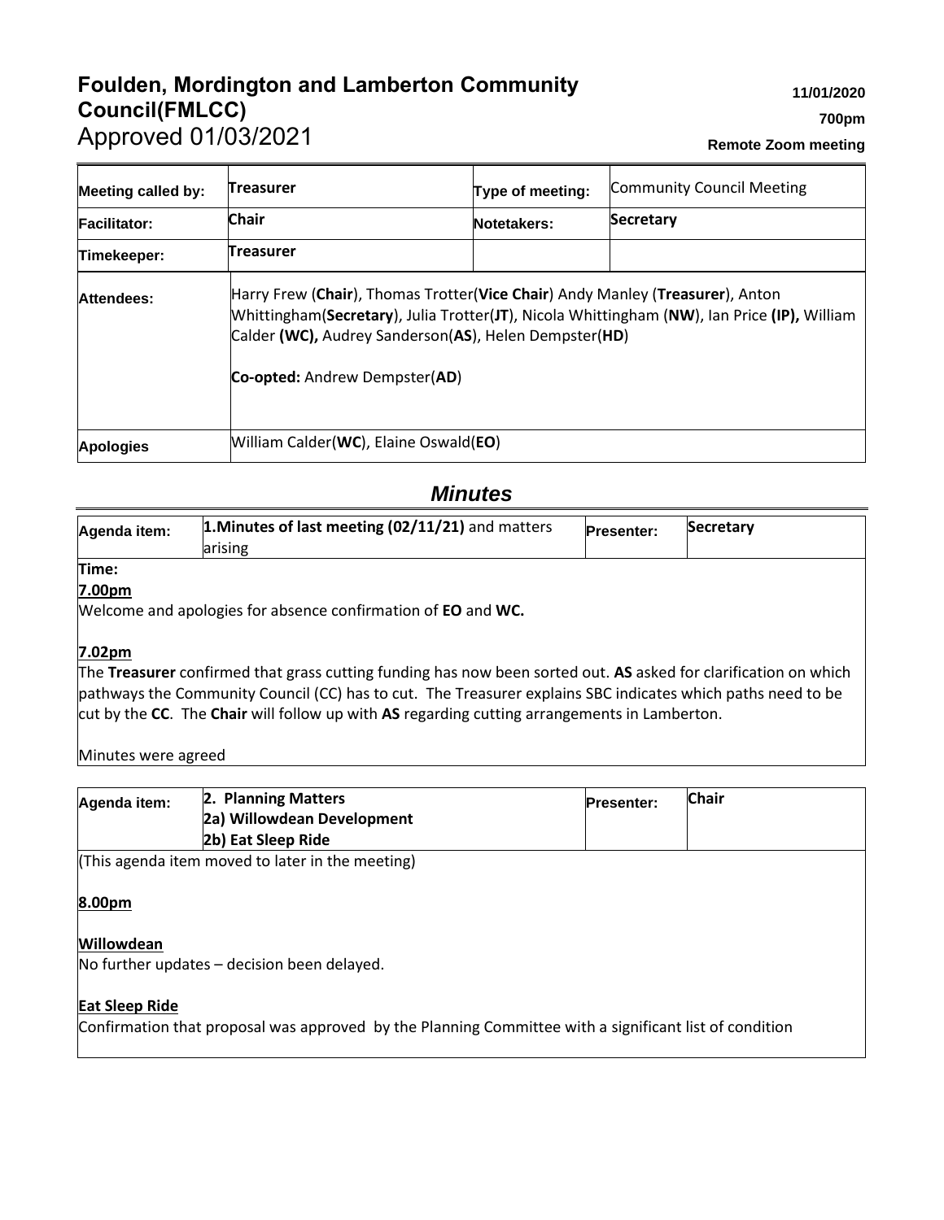# Foulden, Mordington and Lamberton Community Council(FMLCC)

Approved 01/03/2021

**11/01/2020**

**700pm**

**Remote Zoom meeting**

| Meeting called by: | Treasurer | Type of meeting: | Community Council Meeting |
|---|---|---|---|
| Facilitator: | Chair | Notetakers: | Secretary |
| Timekeeper: | Treasurer | | |
| Attendees: | Harry Frew (**Chair**), Thomas Trotter(**Vice Chair**) Andy Manley (**Treasurer**), Anton Whittingham(**Secretary**), Julia Trotter(**JT**), Nicola Whittingham (**NW**), Ian Price **(IP),** William Calder **(WC),** Audrey Sanderson(**AS**), Helen Dempster(**HD**)<br><br>**Co-opted:** Andrew Dempster(**AD**) | | |
| Apologies | William Calder(**WC**), Elaine Oswald(**EO**) | | |

## *Minutes*

| Agenda item: | **1.Minutes of last meeting (02/11/21)** and matters arising | Presenter: | **Secretary** |
|---|---|---|---|

**Time:**

**7.00pm**

Welcome and apologies for absence confirmation of **EO** and **WC.**

**7.02pm**

The **Treasurer** confirmed that grass cutting funding has now been sorted out. **AS** asked for clarification on which pathways the Community Council (CC) has to cut. The Treasurer explains SBC indicates which paths need to be cut by the **CC**. The **Chair** will follow up with **AS** regarding cutting arrangements in Lamberton.

Minutes were agreed

| Agenda item: | **2. Planning Matters**<br>**2a) Willowdean Development**<br>**2b) Eat Sleep Ride** | Presenter: | **Chair** |
|---|---|---|---|

(This agenda item moved to later in the meeting)

**8.00pm**

**Willowdean**

No further updates – decision been delayed.

**Eat Sleep Ride**

Confirmation that proposal was approved by the Planning Committee with a significant list of condition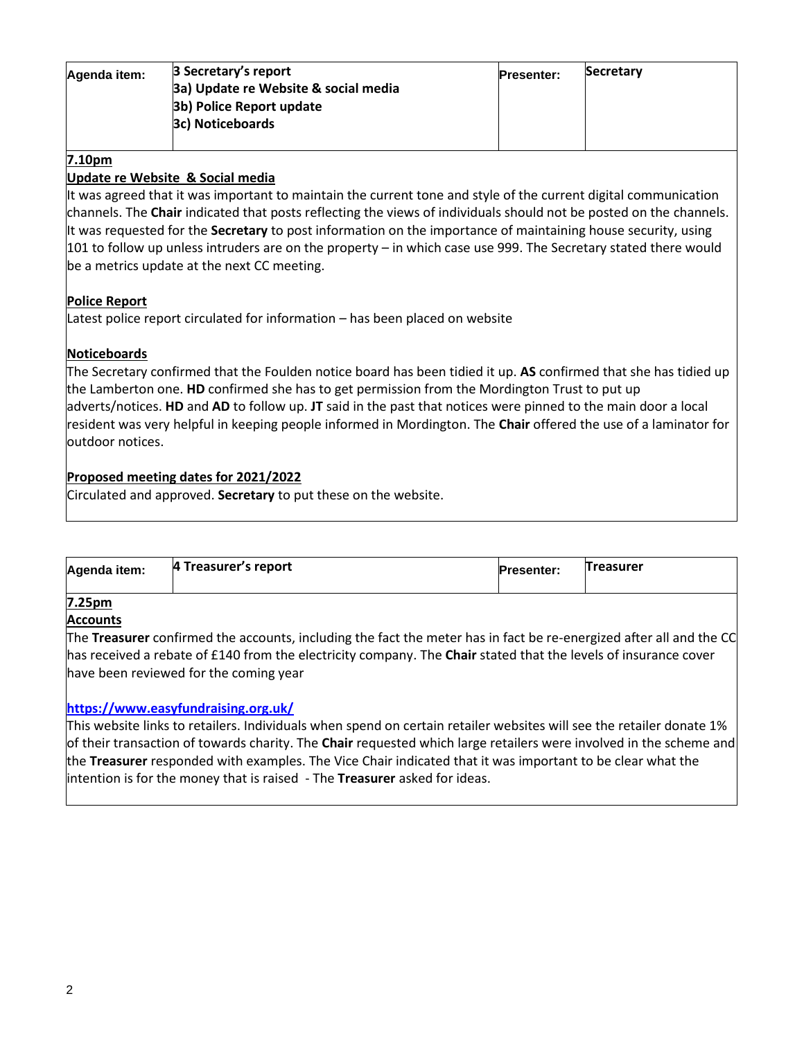| Agenda item: | 3 Secretary's report<br>3a) Update re Website & social media<br>3b) Police Report update<br>3c) Noticeboards | Presenter: | Secretary |
|---|---|---|---|

**7.10pm**

**Update re Website & Social media**

It was agreed that it was important to maintain the current tone and style of the current digital communication channels. The **Chair** indicated that posts reflecting the views of individuals should not be posted on the channels. It was requested for the **Secretary** to post information on the importance of maintaining house security, using 101 to follow up unless intruders are on the property – in which case use 999. The Secretary stated there would be a metrics update at the next CC meeting.

**Police Report**

Latest police report circulated for information – has been placed on website

**Noticeboards**

The Secretary confirmed that the Foulden notice board has been tidied it up. **AS** confirmed that she has tidied up the Lamberton one. **HD** confirmed she has to get permission from the Mordington Trust to put up adverts/notices. **HD** and **AD** to follow up. **JT** said in the past that notices were pinned to the main door a local resident was very helpful in keeping people informed in Mordington. The **Chair** offered the use of a laminator for outdoor notices.

**Proposed meeting dates for 2021/2022**

Circulated and approved. **Secretary** to put these on the website.

| Agenda item: | 4 Treasurer's report | Presenter: | Treasurer |
|---|---|---|---|

**7.25pm**

**Accounts**

The **Treasurer** confirmed the accounts, including the fact the meter has in fact be re-energized after all and the CC has received a rebate of £140 from the electricity company. The **Chair** stated that the levels of insurance cover have been reviewed for the coming year

**https://www.easyfundraising.org.uk/**

This website links to retailers. Individuals when spend on certain retailer websites will see the retailer donate 1% of their transaction of towards charity. The **Chair** requested which large retailers were involved in the scheme and the **Treasurer** responded with examples. The Vice Chair indicated that it was important to be clear what the intention is for the money that is raised - The **Treasurer** asked for ideas.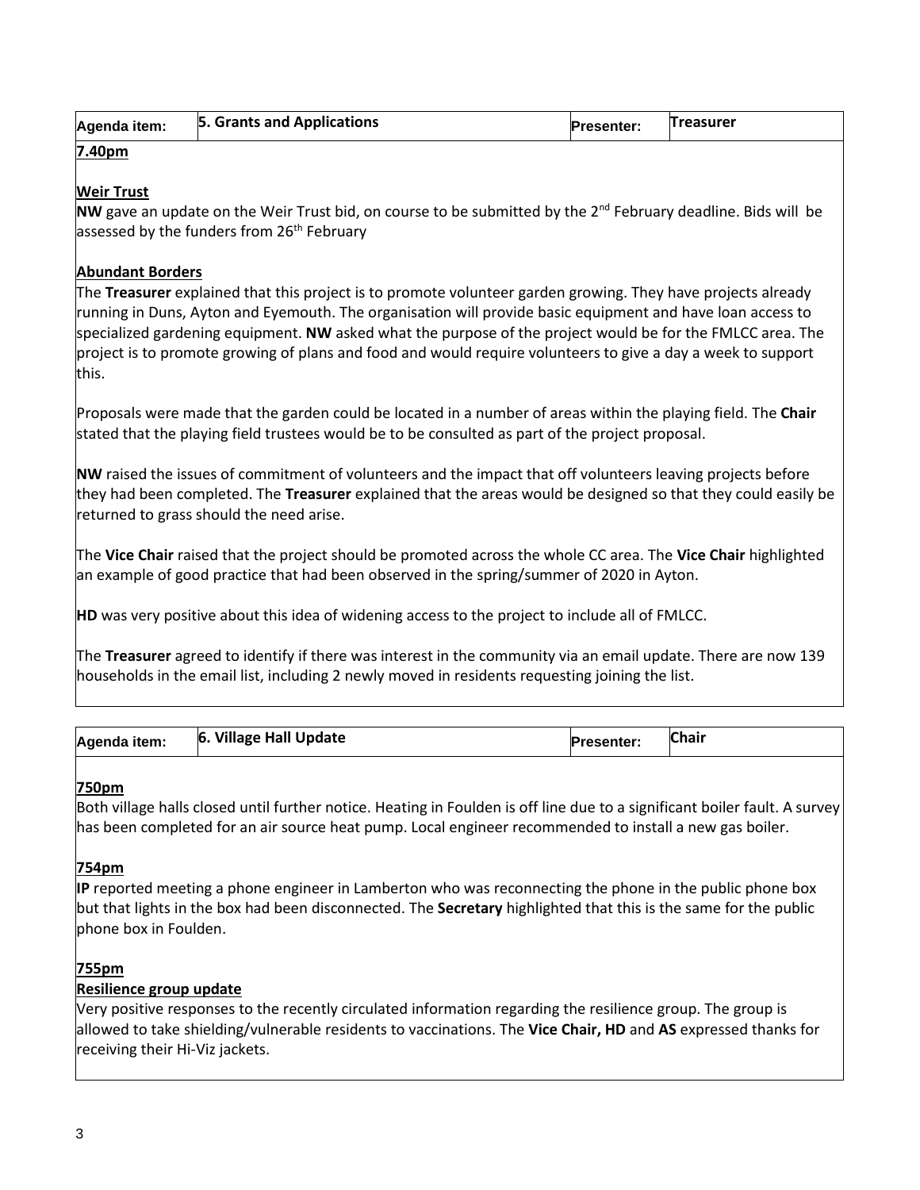| Agenda item: | 5. Grants and Applications | Presenter: | Treasurer |
|---|---|---|---|

**7.40pm**

**Weir Trust**

**NW** gave an update on the Weir Trust bid, on course to be submitted by the 2nd February deadline. Bids will be assessed by the funders from 26th February

**Abundant Borders**

The **Treasurer** explained that this project is to promote volunteer garden growing. They have projects already running in Duns, Ayton and Eyemouth. The organisation will provide basic equipment and have loan access to specialized gardening equipment. **NW** asked what the purpose of the project would be for the FMLCC area. The project is to promote growing of plans and food and would require volunteers to give a day a week to support this.

Proposals were made that the garden could be located in a number of areas within the playing field. The **Chair** stated that the playing field trustees would be to be consulted as part of the project proposal.

**NW** raised the issues of commitment of volunteers and the impact that off volunteers leaving projects before they had been completed. The **Treasurer** explained that the areas would be designed so that they could easily be returned to grass should the need arise.

The **Vice Chair** raised that the project should be promoted across the whole CC area. The **Vice Chair** highlighted an example of good practice that had been observed in the spring/summer of 2020 in Ayton.

**HD** was very positive about this idea of widening access to the project to include all of FMLCC.

The **Treasurer** agreed to identify if there was interest in the community via an email update. There are now 139 households in the email list, including 2 newly moved in residents requesting joining the list.

| Agenda item: | 6. Village Hall Update | Presenter: | Chair |
|---|---|---|---|

**750pm**

Both village halls closed until further notice. Heating in Foulden is off line due to a significant boiler fault. A survey has been completed for an air source heat pump. Local engineer recommended to install a new gas boiler.

**754pm**

**IP** reported meeting a phone engineer in Lamberton who was reconnecting the phone in the public phone box but that lights in the box had been disconnected. The **Secretary** highlighted that this is the same for the public phone box in Foulden.

**755pm**

**Resilience group update**

Very positive responses to the recently circulated information regarding the resilience group. The group is allowed to take shielding/vulnerable residents to vaccinations. The **Vice Chair, HD** and **AS** expressed thanks for receiving their Hi-Viz jackets.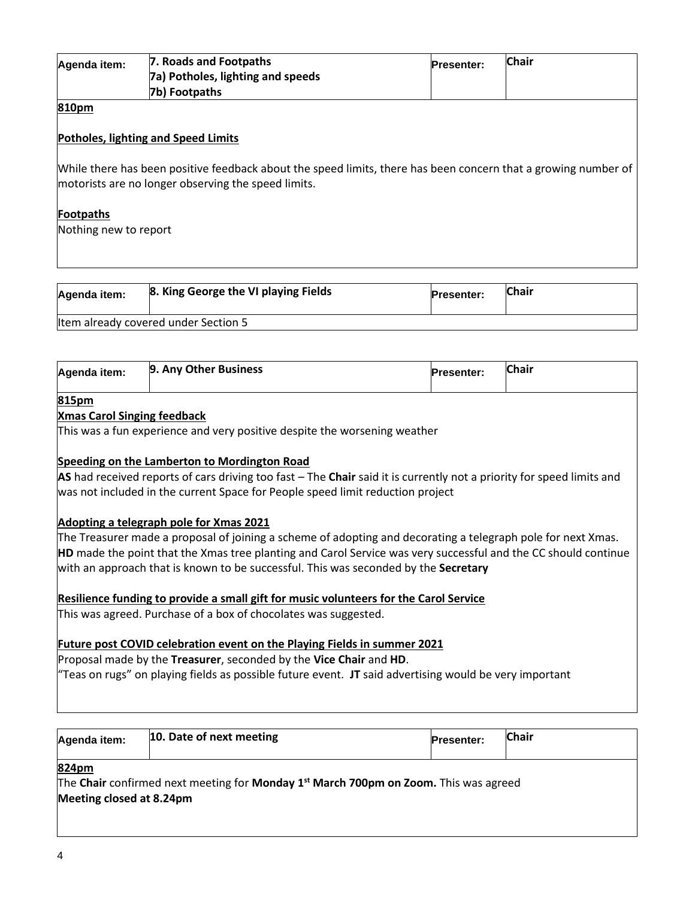| Agenda item: | 7. Roads and Footpaths<br>7a) Potholes, lighting and speeds<br>7b) Footpaths | Presenter: | Chair |
|---|---|---|---|

**810pm**

**Potholes, lighting and Speed Limits**

While there has been positive feedback about the speed limits, there has been concern that a growing number of motorists are no longer observing the speed limits.

**Footpaths**

Nothing new to report

| Agenda item: | 8. King George the VI playing Fields | Presenter: | Chair |
|---|---|---|---|

Item already covered under Section 5

| Agenda item: | 9. Any Other Business | Presenter: | Chair |
|---|---|---|---|

**815pm**

**Xmas Carol Singing feedback**

This was a fun experience and very positive despite the worsening weather

**Speeding on the Lamberton to Mordington Road**

**AS** had received reports of cars driving too fast – The **Chair** said it is currently not a priority for speed limits and was not included in the current Space for People speed limit reduction project

**Adopting a telegraph pole for Xmas 2021**

The Treasurer made a proposal of joining a scheme of adopting and decorating a telegraph pole for next Xmas. **HD** made the point that the Xmas tree planting and Carol Service was very successful and the CC should continue with an approach that is known to be successful. This was seconded by the **Secretary**

**Resilience funding to provide a small gift for music volunteers for the Carol Service**

This was agreed. Purchase of a box of chocolates was suggested.

**Future post COVID celebration event on the Playing Fields in summer 2021**

Proposal made by the **Treasurer**, seconded by the **Vice Chair** and **HD**.

"Teas on rugs" on playing fields as possible future event. **JT** said advertising would be very important

| Agenda item: | 10. Date of next meeting | Presenter: | Chair |
|---|---|---|---|

**824pm**

The **Chair** confirmed next meeting for **Monday 1st March 700pm on Zoom.** This was agreed

**Meeting closed at 8.24pm**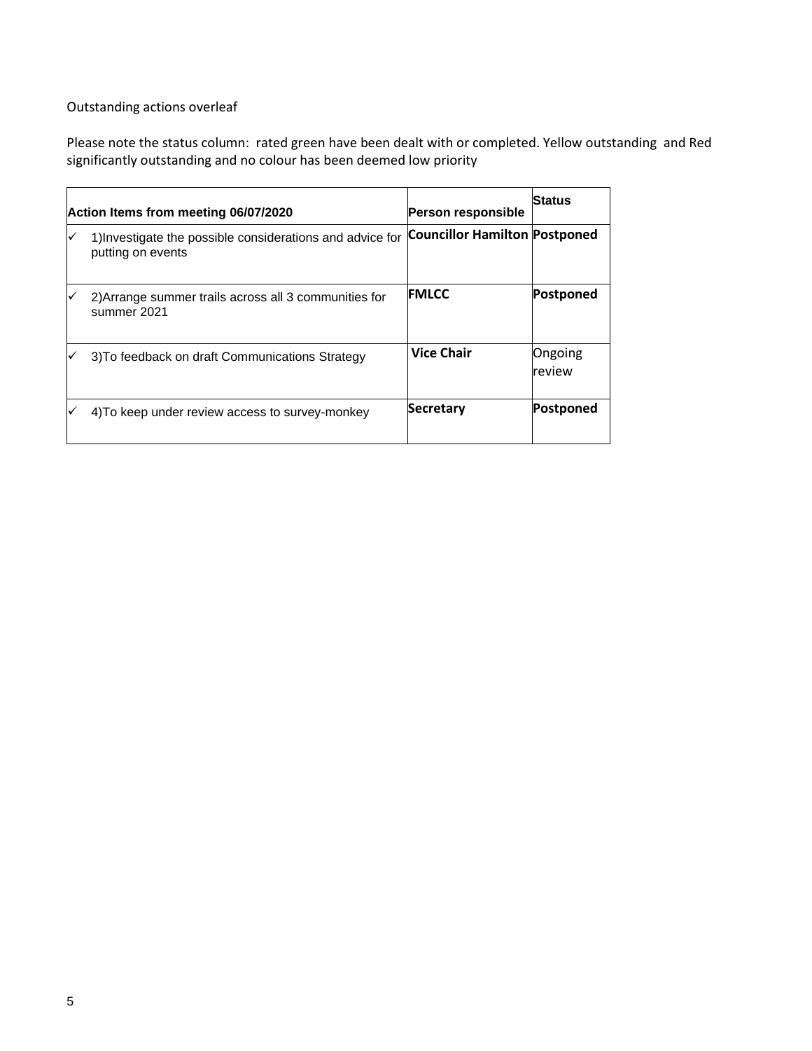Outstanding actions overleaf

Please note the status column: rated green have been dealt with or completed. Yellow outstanding and Red significantly outstanding and no colour has been deemed low priority

| | Action Items from meeting 06/07/2020 | Person responsible | Status |
|---|---|---|---|
| ✓ | 1)Investigate the possible considerations and advice for putting on events | **Councillor Hamilton** | **Postponed** |
| ✓ | 2)Arrange summer trails across all 3 communities for summer 2021 | **FMLCC** | **Postponed** |
| ✓ | 3)To feedback on draft Communications Strategy | **Vice Chair** | Ongoing review |
| ✓ | 4)To keep under review access to survey-monkey | **Secretary** | **Postponed** |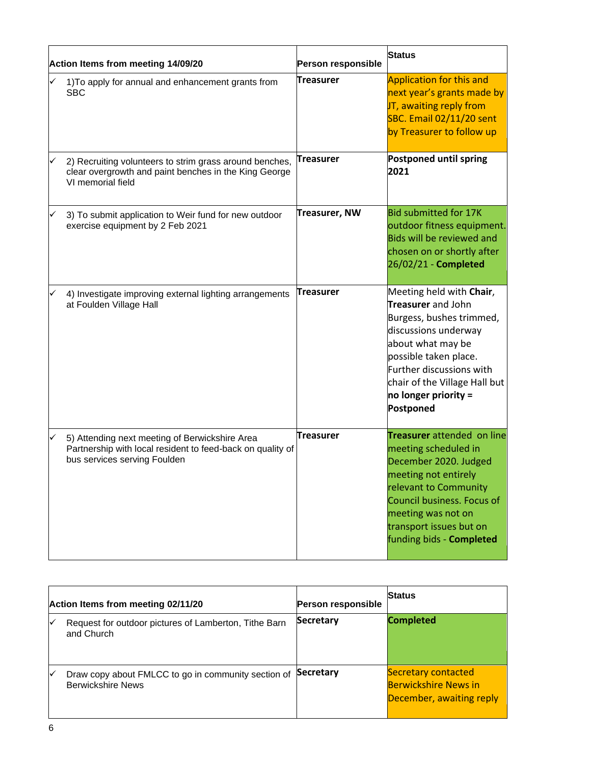| Action Items from meeting 14/09/20 | Person responsible | Status |
|---|---|---|
| ✓ 1)To apply for annual and enhancement grants from SBC | **Treasurer** | Application for this and next year's grants made by JT, awaiting reply from SBC. Email 02/11/20 sent by Treasurer to follow up |
| ✓ 2) Recruiting volunteers to strim grass around benches, clear overgrowth and paint benches in the King George VI memorial field | **Treasurer** | **Postponed until spring 2021** |
| ✓ 3) To submit application to Weir fund for new outdoor exercise equipment by 2 Feb 2021 | **Treasurer, NW** | Bid submitted for 17K outdoor fitness equipment. Bids will be reviewed and chosen on or shortly after 26/02/21 - **Completed** |
| ✓ 4) Investigate improving external lighting arrangements at Foulden Village Hall | **Treasurer** | Meeting held with **Chair**, **Treasurer** and John Burgess, bushes trimmed, discussions underway about what may be possible taken place. Further discussions with chair of the Village Hall but **no longer priority = Postponed** |
| ✓ 5) Attending next meeting of Berwickshire Area Partnership with local resident to feed-back on quality of bus services serving Foulden | **Treasurer** | **Treasurer** attended on line meeting scheduled in December 2020. Judged meeting not entirely relevant to Community Council business. Focus of meeting was not on transport issues but on funding bids - **Completed** |

| Action Items from meeting 02/11/20 | Person responsible | Status |
|---|---|---|
| ✓ Request for outdoor pictures of Lamberton, Tithe Barn and Church | **Secretary** | **Completed** |
| ✓ Draw copy about FMLCC to go in community section of Berwickshire News | **Secretary** | Secretary contacted Berwickshire News in December, awaiting reply |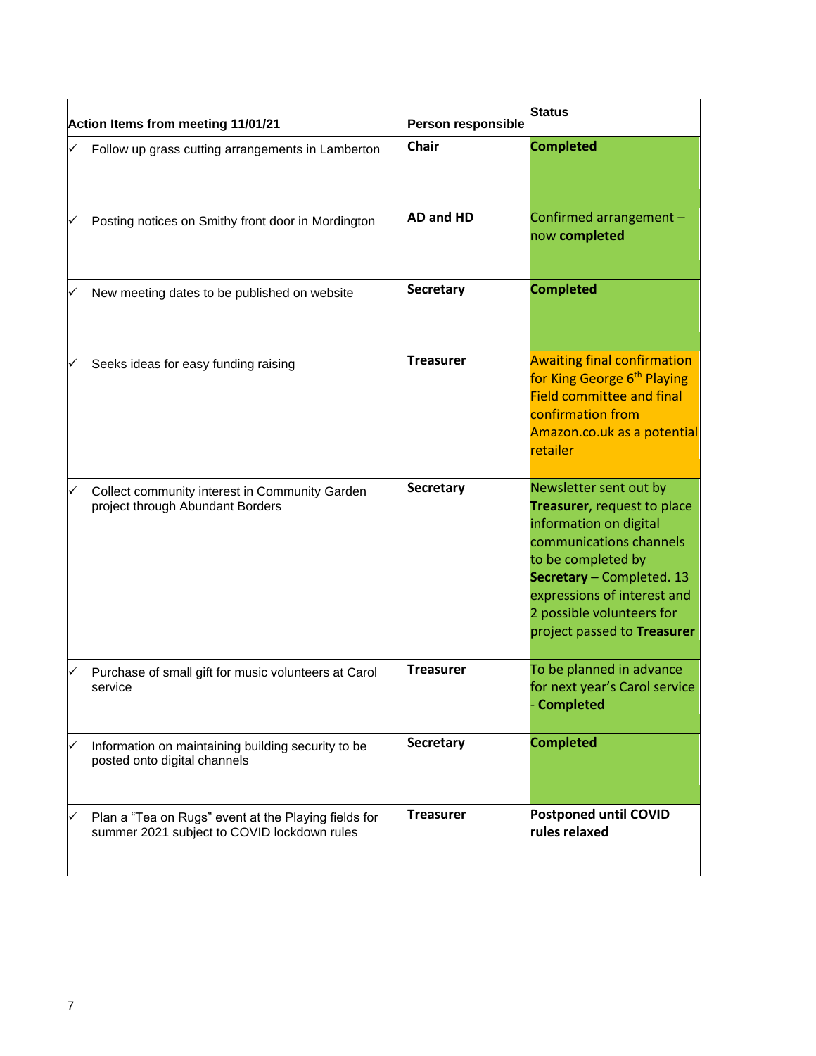| Action Items from meeting 11/01/21 | Person responsible | Status |
|---|---|---|
| ✓ Follow up grass cutting arrangements in Lamberton | **Chair** | **Completed** |
| ✓ Posting notices on Smithy front door in Mordington | **AD and HD** | Confirmed arrangement – now **completed** |
| ✓ New meeting dates to be published on website | **Secretary** | **Completed** |
| ✓ Seeks ideas for easy funding raising | **Treasurer** | Awaiting final confirmation for King George 6th Playing Field committee and final confirmation from Amazon.co.uk as a potential retailer |
| ✓ Collect community interest in Community Garden project through Abundant Borders | **Secretary** | Newsletter sent out by **Treasurer**, request to place information on digital communications channels to be completed by **Secretary –** Completed. 13 expressions of interest and 2 possible volunteers for project passed to **Treasurer** |
| ✓ Purchase of small gift for music volunteers at Carol service | **Treasurer** | To be planned in advance for next year's Carol service - **Completed** |
| ✓ Information on maintaining building security to be posted onto digital channels | **Secretary** | **Completed** |
| ✓ Plan a "Tea on Rugs" event at the Playing fields for summer 2021 subject to COVID lockdown rules | **Treasurer** | **Postponed until COVID rules relaxed** |